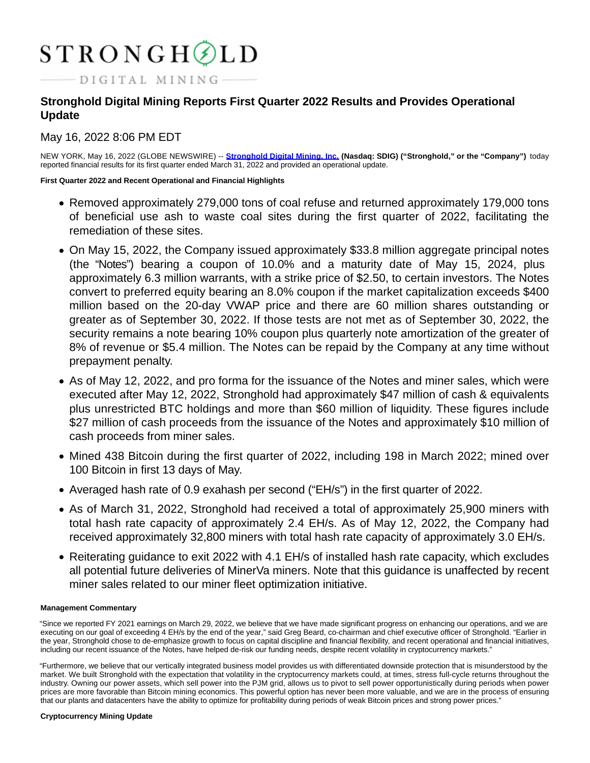# STRONGHOLD

DIGITAL MINING

## Stronghold Digital Mining Reports First Quarter 2022 Results and Provides Operational Update

May 16, 2022 8:06 PM EDT

NEW YORK, May 16, 2022 (GLOBE NEWSWIRE) -- **Stronghold Digital Mining, Inc. (Nasdaq: SDIG) ("Stronghold," or the "Company")** today reported financial results for its first quarter ended March 31, 2022 and provided an operational update.

**First Quarter 2022 and Recent Operational and Financial Highlights**

- Removed approximately 279,000 tons of coal refuse and returned approximately 179,000 tons of beneficial use ash to waste coal sites during the first quarter of 2022, facilitating the remediation of these sites.
- On May 15, 2022, the Company issued approximately $33.8 million aggregate principal notes (the "Notes") bearing a coupon of 10.0% and a maturity date of May 15, 2024, plus approximately 6.3 million warrants, with a strike price of $2.50, to certain investors. The Notes convert to preferred equity bearing an 8.0% coupon if the market capitalization exceeds $400 million based on the 20-day VWAP price and there are 60 million shares outstanding or greater as of September 30, 2022. If those tests are not met as of September 30, 2022, the security remains a note bearing 10% coupon plus quarterly note amortization of the greater of 8% of revenue or $5.4 million. The Notes can be repaid by the Company at any time without prepayment penalty.
- As of May 12, 2022, and pro forma for the issuance of the Notes and miner sales, which were executed after May 12, 2022, Stronghold had approximately $47 million of cash & equivalents plus unrestricted BTC holdings and more than $60 million of liquidity. These figures include $27 million of cash proceeds from the issuance of the Notes and approximately $10 million of cash proceeds from miner sales.
- Mined 438 Bitcoin during the first quarter of 2022, including 198 in March 2022; mined over 100 Bitcoin in first 13 days of May.
- Averaged hash rate of 0.9 exahash per second ("EH/s") in the first quarter of 2022.
- As of March 31, 2022, Stronghold had received a total of approximately 25,900 miners with total hash rate capacity of approximately 2.4 EH/s. As of May 12, 2022, the Company had received approximately 32,800 miners with total hash rate capacity of approximately 3.0 EH/s.
- Reiterating guidance to exit 2022 with 4.1 EH/s of installed hash rate capacity, which excludes all potential future deliveries of MinerVa miners. Note that this guidance is unaffected by recent miner sales related to our miner fleet optimization initiative.

**Management Commentary**

"Since we reported FY 2021 earnings on March 29, 2022, we believe that we have made significant progress on enhancing our operations, and we are executing on our goal of exceeding 4 EH/s by the end of the year," said Greg Beard, co-chairman and chief executive officer of Stronghold. "Earlier in the year, Stronghold chose to de-emphasize growth to focus on capital discipline and financial flexibility, and recent operational and financial initiatives, including our recent issuance of the Notes, have helped de-risk our funding needs, despite recent volatility in cryptocurrency markets."

"Furthermore, we believe that our vertically integrated business model provides us with differentiated downside protection that is misunderstood by the market. We built Stronghold with the expectation that volatility in the cryptocurrency markets could, at times, stress full-cycle returns throughout the industry. Owning our power assets, which sell power into the PJM grid, allows us to pivot to sell power opportunistically during periods when power prices are more favorable than Bitcoin mining economics. This powerful option has never been more valuable, and we are in the process of ensuring that our plants and datacenters have the ability to optimize for profitability during periods of weak Bitcoin prices and strong power prices."

**Cryptocurrency Mining Update**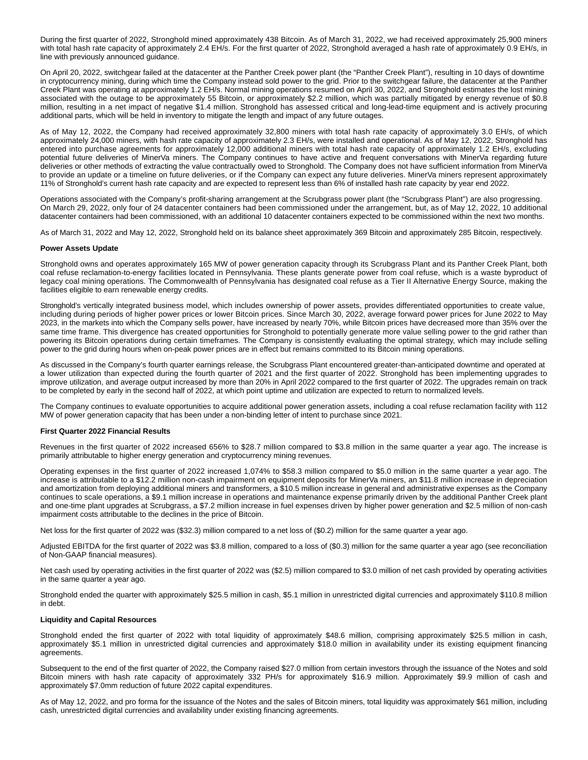During the first quarter of 2022, Stronghold mined approximately 438 Bitcoin. As of March 31, 2022, we had received approximately 25,900 miners with total hash rate capacity of approximately 2.4 EH/s. For the first quarter of 2022, Stronghold averaged a hash rate of approximately 0.9 EH/s, in line with previously announced guidance.

On April 20, 2022, switchgear failed at the datacenter at the Panther Creek power plant (the "Panther Creek Plant"), resulting in 10 days of downtime in cryptocurrency mining, during which time the Company instead sold power to the grid. Prior to the switchgear failure, the datacenter at the Panther Creek Plant was operating at approximately 1.2 EH/s. Normal mining operations resumed on April 30, 2022, and Stronghold estimates the lost mining associated with the outage to be approximately 55 Bitcoin, or approximately $2.2 million, which was partially mitigated by energy revenue of $0.8 million, resulting in a net impact of negative $1.4 million. Stronghold has assessed critical and long-lead-time equipment and is actively procuring additional parts, which will be held in inventory to mitigate the length and impact of any future outages.

As of May 12, 2022, the Company had received approximately 32,800 miners with total hash rate capacity of approximately 3.0 EH/s, of which approximately 24,000 miners, with hash rate capacity of approximately 2.3 EH/s, were installed and operational. As of May 12, 2022, Stronghold has entered into purchase agreements for approximately 12,000 additional miners with total hash rate capacity of approximately 1.2 EH/s, excluding potential future deliveries of MinerVa miners. The Company continues to have active and frequent conversations with MinerVa regarding future deliveries or other methods of extracting the value contractually owed to Stronghold. The Company does not have sufficient information from MinerVa to provide an update or a timeline on future deliveries, or if the Company can expect any future deliveries. MinerVa miners represent approximately 11% of Stronghold's current hash rate capacity and are expected to represent less than 6% of installed hash rate capacity by year end 2022.

Operations associated with the Company's profit-sharing arrangement at the Scrubgrass power plant (the "Scrubgrass Plant") are also progressing. On March 29, 2022, only four of 24 datacenter containers had been commissioned under the arrangement, but, as of May 12, 2022, 10 additional datacenter containers had been commissioned, with an additional 10 datacenter containers expected to be commissioned within the next two months.

As of March 31, 2022 and May 12, 2022, Stronghold held on its balance sheet approximately 369 Bitcoin and approximately 285 Bitcoin, respectively.

**Power Assets Update**

Stronghold owns and operates approximately 165 MW of power generation capacity through its Scrubgrass Plant and its Panther Creek Plant, both coal refuse reclamation-to-energy facilities located in Pennsylvania. These plants generate power from coal refuse, which is a waste byproduct of legacy coal mining operations. The Commonwealth of Pennsylvania has designated coal refuse as a Tier II Alternative Energy Source, making the facilities eligible to earn renewable energy credits.

Stronghold's vertically integrated business model, which includes ownership of power assets, provides differentiated opportunities to create value, including during periods of higher power prices or lower Bitcoin prices. Since March 30, 2022, average forward power prices for June 2022 to May 2023, in the markets into which the Company sells power, have increased by nearly 70%, while Bitcoin prices have decreased more than 35% over the same time frame. This divergence has created opportunities for Stronghold to potentially generate more value selling power to the grid rather than powering its Bitcoin operations during certain timeframes. The Company is consistently evaluating the optimal strategy, which may include selling power to the grid during hours when on-peak power prices are in effect but remains committed to its Bitcoin mining operations.

As discussed in the Company's fourth quarter earnings release, the Scrubgrass Plant encountered greater-than-anticipated downtime and operated at a lower utilization than expected during the fourth quarter of 2021 and the first quarter of 2022. Stronghold has been implementing upgrades to improve utilization, and average output increased by more than 20% in April 2022 compared to the first quarter of 2022. The upgrades remain on track to be completed by early in the second half of 2022, at which point uptime and utilization are expected to return to normalized levels.

The Company continues to evaluate opportunities to acquire additional power generation assets, including a coal refuse reclamation facility with 112 MW of power generation capacity that has been under a non-binding letter of intent to purchase since 2021.

**First Quarter 2022 Financial Results**

Revenues in the first quarter of 2022 increased 656% to $28.7 million compared to $3.8 million in the same quarter a year ago. The increase is primarily attributable to higher energy generation and cryptocurrency mining revenues.

Operating expenses in the first quarter of 2022 increased 1,074% to $58.3 million compared to $5.0 million in the same quarter a year ago. The increase is attributable to a $12.2 million non-cash impairment on equipment deposits for MinerVa miners, an $11.8 million increase in depreciation and amortization from deploying additional miners and transformers, a $10.5 million increase in general and administrative expenses as the Company continues to scale operations, a $9.1 million increase in operations and maintenance expense primarily driven by the additional Panther Creek plant and one-time plant upgrades at Scrubgrass, a $7.2 million increase in fuel expenses driven by higher power generation and $2.5 million of non-cash impairment costs attributable to the declines in the price of Bitcoin.

Net loss for the first quarter of 2022 was ($32.3) million compared to a net loss of ($0.2) million for the same quarter a year ago.

Adjusted EBITDA for the first quarter of 2022 was $3.8 million, compared to a loss of ($0.3) million for the same quarter a year ago (see reconciliation of Non-GAAP financial measures).

Net cash used by operating activities in the first quarter of 2022 was ($2.5) million compared to $3.0 million of net cash provided by operating activities in the same quarter a year ago.

Stronghold ended the quarter with approximately $25.5 million in cash, $5.1 million in unrestricted digital currencies and approximately $110.8 million in debt.

**Liquidity and Capital Resources**

Stronghold ended the first quarter of 2022 with total liquidity of approximately $48.6 million, comprising approximately $25.5 million in cash, approximately $5.1 million in unrestricted digital currencies and approximately $18.0 million in availability under its existing equipment financing agreements.

Subsequent to the end of the first quarter of 2022, the Company raised $27.0 million from certain investors through the issuance of the Notes and sold Bitcoin miners with hash rate capacity of approximately 332 PH/s for approximately $16.9 million. Approximately $9.9 million of cash and approximately $7.0mm reduction of future 2022 capital expenditures.

As of May 12, 2022, and pro forma for the issuance of the Notes and the sales of Bitcoin miners, total liquidity was approximately $61 million, including cash, unrestricted digital currencies and availability under existing financing agreements.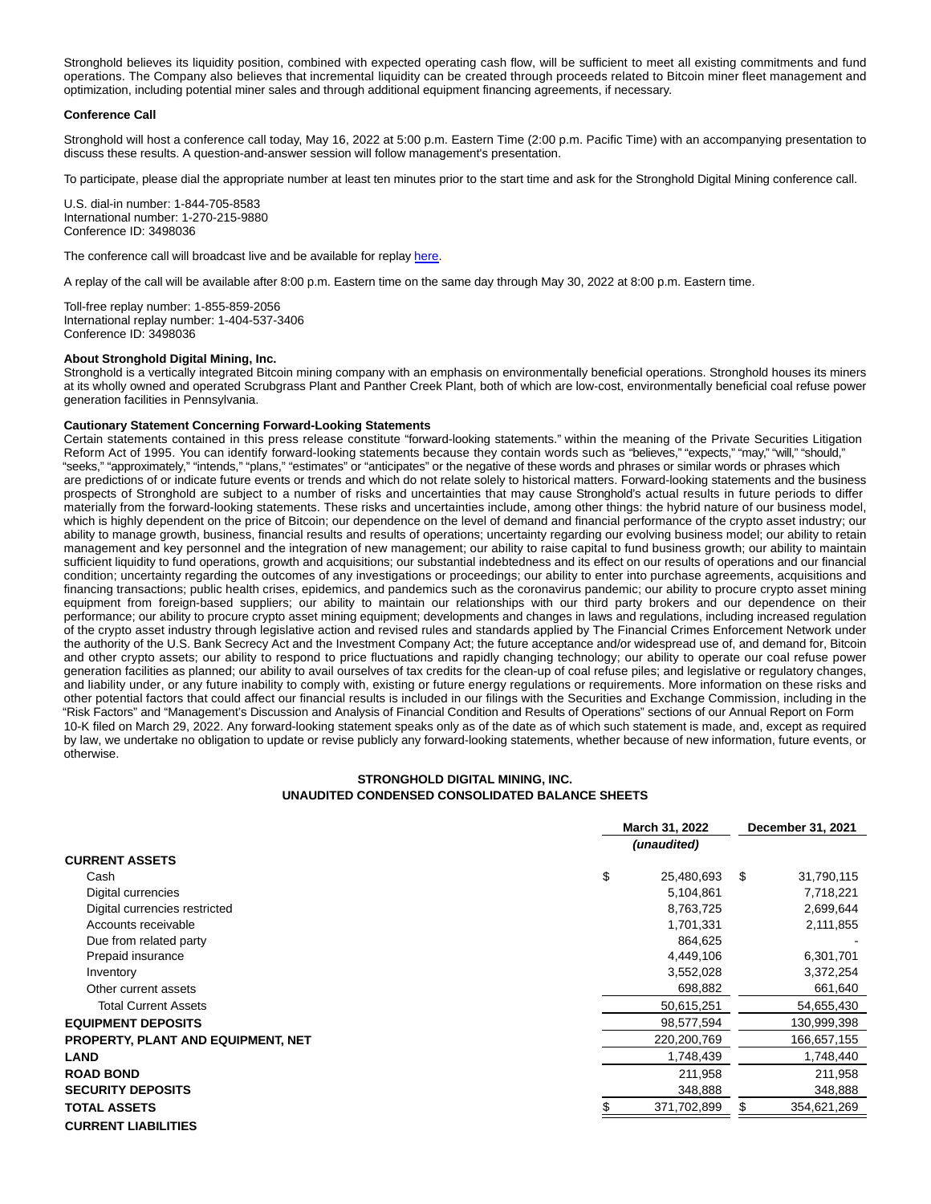Stronghold believes its liquidity position, combined with expected operating cash flow, will be sufficient to meet all existing commitments and fund operations. The Company also believes that incremental liquidity can be created through proceeds related to Bitcoin miner fleet management and optimization, including potential miner sales and through additional equipment financing agreements, if necessary.

**Conference Call**

Stronghold will host a conference call today, May 16, 2022 at 5:00 p.m. Eastern Time (2:00 p.m. Pacific Time) with an accompanying presentation to discuss these results. A question-and-answer session will follow management's presentation.

To participate, please dial the appropriate number at least ten minutes prior to the start time and ask for the Stronghold Digital Mining conference call.

U.S. dial-in number: 1-844-705-8583
International number: 1-270-215-9880
Conference ID: 3498036

The conference call will broadcast live and be available for replay here.

A replay of the call will be available after 8:00 p.m. Eastern time on the same day through May 30, 2022 at 8:00 p.m. Eastern time.

Toll-free replay number: 1-855-859-2056
International replay number: 1-404-537-3406
Conference ID: 3498036

**About Stronghold Digital Mining, Inc.**
Stronghold is a vertically integrated Bitcoin mining company with an emphasis on environmentally beneficial operations. Stronghold houses its miners at its wholly owned and operated Scrubgrass Plant and Panther Creek Plant, both of which are low-cost, environmentally beneficial coal refuse power generation facilities in Pennsylvania.

**Cautionary Statement Concerning Forward-Looking Statements**
Certain statements contained in this press release constitute "forward-looking statements." within the meaning of the Private Securities Litigation Reform Act of 1995. You can identify forward-looking statements because they contain words such as "believes," "expects," "may," "will," "should," "seeks," "approximately," "intends," "plans," "estimates" or "anticipates" or the negative of these words and phrases or similar words or phrases which are predictions of or indicate future events or trends and which do not relate solely to historical matters. Forward-looking statements and the business prospects of Stronghold are subject to a number of risks and uncertainties that may cause Stronghold's actual results in future periods to differ materially from the forward-looking statements. These risks and uncertainties include, among other things: the hybrid nature of our business model, which is highly dependent on the price of Bitcoin; our dependence on the level of demand and financial performance of the crypto asset industry; our ability to manage growth, business, financial results and results of operations; uncertainty regarding our evolving business model; our ability to retain management and key personnel and the integration of new management; our ability to raise capital to fund business growth; our ability to maintain sufficient liquidity to fund operations, growth and acquisitions; our substantial indebtedness and its effect on our results of operations and our financial condition; uncertainty regarding the outcomes of any investigations or proceedings; our ability to enter into purchase agreements, acquisitions and financing transactions; public health crises, epidemics, and pandemics such as the coronavirus pandemic; our ability to procure crypto asset mining equipment from foreign-based suppliers; our ability to maintain our relationships with our third party brokers and our dependence on their performance; our ability to procure crypto asset mining equipment; developments and changes in laws and regulations, including increased regulation of the crypto asset industry through legislative action and revised rules and standards applied by The Financial Crimes Enforcement Network under the authority of the U.S. Bank Secrecy Act and the Investment Company Act; the future acceptance and/or widespread use of, and demand for, Bitcoin and other crypto assets; our ability to respond to price fluctuations and rapidly changing technology; our ability to operate our coal refuse power generation facilities as planned; our ability to avail ourselves of tax credits for the clean-up of coal refuse piles; and legislative or regulatory changes, and liability under, or any future inability to comply with, existing or future energy regulations or requirements. More information on these risks and other potential factors that could affect our financial results is included in our filings with the Securities and Exchange Commission, including in the "Risk Factors" and "Management's Discussion and Analysis of Financial Condition and Results of Operations" sections of our Annual Report on Form 10-K filed on March 29, 2022. Any forward-looking statement speaks only as of the date as of which such statement is made, and, except as required by law, we undertake no obligation to update or revise publicly any forward-looking statements, whether because of new information, future events, or otherwise.

**STRONGHOLD DIGITAL MINING, INC.**
**UNAUDITED CONDENSED CONSOLIDATED BALANCE SHEETS**

| | March 31, 2022 | December 31, 2021 |
|---|---|---|
| | *(unaudited)* | |
| **CURRENT ASSETS** | | |
| Cash | $ 25,480,693 | $ 31,790,115 |
| Digital currencies | 5,104,861 | 7,718,221 |
| Digital currencies restricted | 8,763,725 | 2,699,644 |
| Accounts receivable | 1,701,331 | 2,111,855 |
| Due from related party | 864,625 | - |
| Prepaid insurance | 4,449,106 | 6,301,701 |
| Inventory | 3,552,028 | 3,372,254 |
| Other current assets | 698,882 | 661,640 |
| Total Current Assets | 50,615,251 | 54,655,430 |
| **EQUIPMENT DEPOSITS** | 98,577,594 | 130,999,398 |
| **PROPERTY, PLANT AND EQUIPMENT, NET** | 220,200,769 | 166,657,155 |
| **LAND** | 1,748,439 | 1,748,440 |
| **ROAD BOND** | 211,958 | 211,958 |
| **SECURITY DEPOSITS** | 348,888 | 348,888 |
| **TOTAL ASSETS** | $ 371,702,899 | $ 354,621,269 |
| **CURRENT LIABILITIES** | | |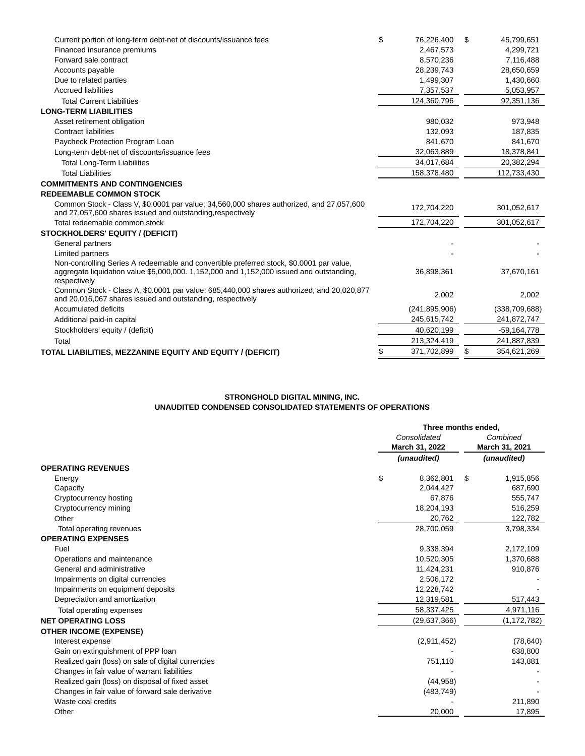| | | |
|---|---|---|
| Current portion of long-term debt-net of discounts/issuance fees | $ 76,226,400 | $ 45,799,651 |
| Financed insurance premiums | 2,467,573 | 4,299,721 |
| Forward sale contract | 8,570,236 | 7,116,488 |
| Accounts payable | 28,239,743 | 28,650,659 |
| Due to related parties | 1,499,307 | 1,430,660 |
| Accrued liabilities | 7,357,537 | 5,053,957 |
| Total Current Liabilities | 124,360,796 | 92,351,136 |
| **LONG-TERM LIABILITIES** | | |
| Asset retirement obligation | 980,032 | 973,948 |
| Contract liabilities | 132,093 | 187,835 |
| Paycheck Protection Program Loan | 841,670 | 841,670 |
| Long-term debt-net of discounts/issuance fees | 32,063,889 | 18,378,841 |
| Total Long-Term Liabilities | 34,017,684 | 20,382,294 |
| Total Liabilities | 158,378,480 | 112,733,430 |
| **COMMITMENTS AND CONTINGENCIES** | | |
| **REDEEMABLE COMMON STOCK** | | |
| Common Stock - Class V, $0.0001 par value; 34,560,000 shares authorized, and 27,057,600 and 27,057,600 shares issued and outstanding,respectively | 172,704,220 | 301,052,617 |
| Total redeemable common stock | 172,704,220 | 301,052,617 |
| **STOCKHOLDERS' EQUITY / (DEFICIT)** | | |
| General partners | - | - |
| Limited partners | - | - |
| Non-controlling Series A redeemable and convertible preferred stock, $0.0001 par value, aggregate liquidation value $5,000,000. 1,152,000 and 1,152,000 issued and outstanding, respectively | 36,898,361 | 37,670,161 |
| Common Stock - Class A, $0.0001 par value; 685,440,000 shares authorized, and 20,020,877 and 20,016,067 shares issued and outstanding, respectively | 2,002 | 2,002 |
| Accumulated deficits | (241,895,906) | (338,709,688) |
| Additional paid-in capital | 245,615,742 | 241,872,747 |
| Stockholders' equity / (deficit) | 40,620,199 | -59,164,778 |
| Total | 213,324,419 | 241,887,839 |
| **TOTAL LIABILITIES, MEZZANINE EQUITY AND EQUITY / (DEFICIT)** | $ 371,702,899 | $ 354,621,269 |

**STRONGHOLD DIGITAL MINING, INC.**
**UNAUDITED CONDENSED CONSOLIDATED STATEMENTS OF OPERATIONS**

| | Three months ended, | |
|---|---|---|
| | *Consolidated* **March 31, 2022** | *Combined* **March 31, 2021** |
| | ***(unaudited)*** | ***(unaudited)*** |
| **OPERATING REVENUES** | | |
| Energy | $ 8,362,801 | $ 1,915,856 |
| Capacity | 2,044,427 | 687,690 |
| Cryptocurrency hosting | 67,876 | 555,747 |
| Cryptocurrency mining | 18,204,193 | 516,259 |
| Other | 20,762 | 122,782 |
| Total operating revenues | 28,700,059 | 3,798,334 |
| **OPERATING EXPENSES** | | |
| Fuel | 9,338,394 | 2,172,109 |
| Operations and maintenance | 10,520,305 | 1,370,688 |
| General and administrative | 11,424,231 | 910,876 |
| Impairments on digital currencies | 2,506,172 | - |
| Impairments on equipment deposits | 12,228,742 | - |
| Depreciation and amortization | 12,319,581 | 517,443 |
| Total operating expenses | 58,337,425 | 4,971,116 |
| **NET OPERATING LOSS** | (29,637,366) | (1,172,782) |
| **OTHER INCOME (EXPENSE)** | | |
| Interest expense | (2,911,452) | (78,640) |
| Gain on extinguishment of PPP loan | - | 638,800 |
| Realized gain (loss) on sale of digital currencies | 751,110 | 143,881 |
| Changes in fair value of warrant liabilities | - | - |
| Realized gain (loss) on disposal of fixed asset | (44,958) | - |
| Changes in fair value of forward sale derivative | (483,749) | - |
| Waste coal credits | - | 211,890 |
| Other | 20,000 | 17,895 |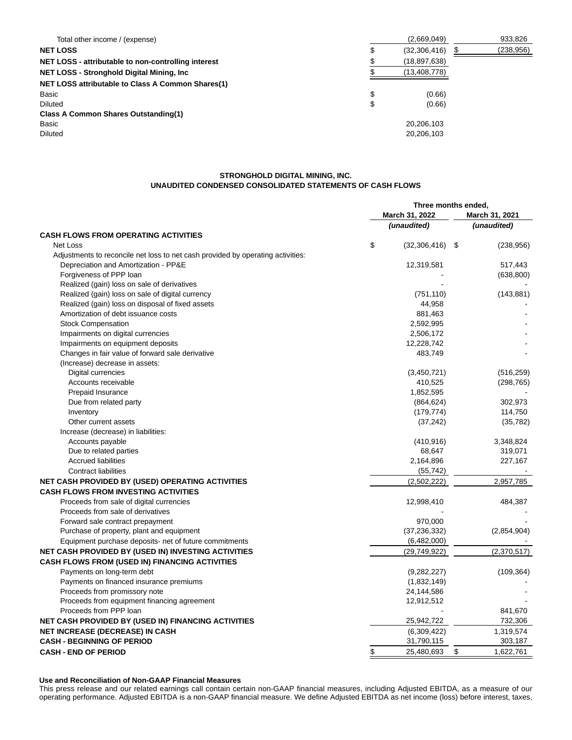| | | |
|---|---|---|
| Total other income / (expense) | (2,669,049) | 933,826 |
| **NET LOSS** | $ (32,306,416) | $ (238,956) |
| **NET LOSS - attributable to non-controlling interest** | $ (18,897,638) | |
| **NET LOSS - Stronghold Digital Mining, Inc** | $ (13,408,778) | |
| **NET LOSS attributable to Class A Common Shares(1)** | | |
| Basic | $ (0.66) | |
| Diluted | $ (0.66) | |
| **Class A Common Shares Outstanding(1)** | | |
| Basic | 20,206,103 | |
| Diluted | 20,206,103 | |

**STRONGHOLD DIGITAL MINING, INC.**
**UNAUDITED CONDENSED CONSOLIDATED STATEMENTS OF CASH FLOWS**

| | Three months ended, | |
|---|---|---|
| | **March 31, 2022** | **March 31, 2021** |
| | ***(unaudited)*** | ***(unaudited)*** |
| **CASH FLOWS FROM OPERATING ACTIVITIES** | | |
| Net Loss | $ (32,306,416) | $ (238,956) |
| Adjustments to reconcile net loss to net cash provided by operating activities: | | |
| Depreciation and Amortization - PP&E | 12,319,581 | 517,443 |
| Forgiveness of PPP loan | - | (638,800) |
| Realized (gain) loss on sale of derivatives | - | - |
| Realized (gain) loss on sale of digital currency | (751,110) | (143,881) |
| Realized (gain) loss on disposal of fixed assets | 44,958 | - |
| Amortization of debt issuance costs | 881,463 | - |
| Stock Compensation | 2,592,995 | - |
| Impairments on digital currencies | 2,506,172 | - |
| Impairments on equipment deposits | 12,228,742 | - |
| Changes in fair value of forward sale derivative | 483,749 | - |
| (Increase) decrease in assets: | | |
| Digital currencies | (3,450,721) | (516,259) |
| Accounts receivable | 410,525 | (298,765) |
| Prepaid Insurance | 1,852,595 | - |
| Due from related party | (864,624) | 302,973 |
| Inventory | (179,774) | 114,750 |
| Other current assets | (37,242) | (35,782) |
| Increase (decrease) in liabilities: | | |
| Accounts payable | (410,916) | 3,348,824 |
| Due to related parties | 68,647 | 319,071 |
| Accrued liabilities | 2,164,896 | 227,167 |
| Contract liabilities | (55,742) | - |
| **NET CASH PROVIDED BY (USED) OPERATING ACTIVITIES** | (2,502,222) | 2,957,785 |
| **CASH FLOWS FROM INVESTING ACTIVITIES** | | |
| Proceeds from sale of digital currencies | 12,998,410 | 484,387 |
| Proceeds from sale of derivatives | - | - |
| Forward sale contract prepayment | 970,000 | - |
| Purchase of property, plant and equipment | (37,236,332) | (2,854,904) |
| Equipment purchase deposits- net of future commitments | (6,482,000) | - |
| **NET CASH PROVIDED BY (USED IN) INVESTING ACTIVITIES** | (29,749,922) | (2,370,517) |
| **CASH FLOWS FROM (USED IN) FINANCING ACTIVITIES** | | |
| Payments on long-term debt | (9,282,227) | (109,364) |
| Payments on financed insurance premiums | (1,832,149) | - |
| Proceeds from promissory note | 24,144,586 | - |
| Proceeds from equipment financing agreement | 12,912,512 | - |
| Proceeds from PPP loan | - | 841,670 |
| **NET CASH PROVIDED BY (USED IN) FINANCING ACTIVITIES** | 25,942,722 | 732,306 |
| **NET INCREASE (DECREASE) IN CASH** | (6,309,422) | 1,319,574 |
| **CASH - BEGINNING OF PERIOD** | 31,790,115 | 303,187 |
| **CASH - END OF PERIOD** | $ 25,480,693 | $ 1,622,761 |

**Use and Reconciliation of Non-GAAP Financial Measures**

This press release and our related earnings call contain certain non-GAAP financial measures, including Adjusted EBITDA, as a measure of our operating performance. Adjusted EBITDA is a non-GAAP financial measure. We define Adjusted EBITDA as net income (loss) before interest, taxes,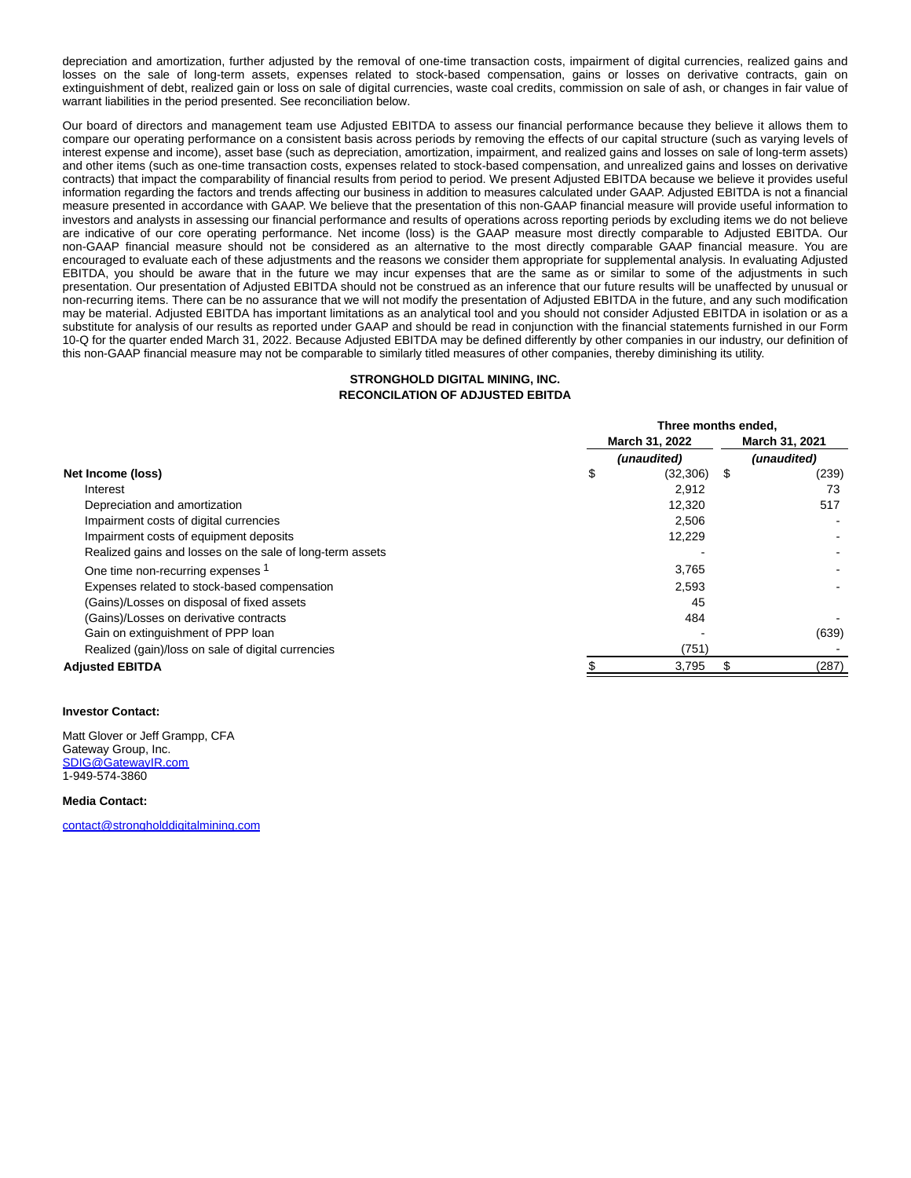depreciation and amortization, further adjusted by the removal of one-time transaction costs, impairment of digital currencies, realized gains and losses on the sale of long-term assets, expenses related to stock-based compensation, gains or losses on derivative contracts, gain on extinguishment of debt, realized gain or loss on sale of digital currencies, waste coal credits, commission on sale of ash, or changes in fair value of warrant liabilities in the period presented. See reconciliation below.

Our board of directors and management team use Adjusted EBITDA to assess our financial performance because they believe it allows them to compare our operating performance on a consistent basis across periods by removing the effects of our capital structure (such as varying levels of interest expense and income), asset base (such as depreciation, amortization, impairment, and realized gains and losses on sale of long-term assets) and other items (such as one-time transaction costs, expenses related to stock-based compensation, and unrealized gains and losses on derivative contracts) that impact the comparability of financial results from period to period. We present Adjusted EBITDA because we believe it provides useful information regarding the factors and trends affecting our business in addition to measures calculated under GAAP. Adjusted EBITDA is not a financial measure presented in accordance with GAAP. We believe that the presentation of this non-GAAP financial measure will provide useful information to investors and analysts in assessing our financial performance and results of operations across reporting periods by excluding items we do not believe are indicative of our core operating performance. Net income (loss) is the GAAP measure most directly comparable to Adjusted EBITDA. Our non-GAAP financial measure should not be considered as an alternative to the most directly comparable GAAP financial measure. You are encouraged to evaluate each of these adjustments and the reasons we consider them appropriate for supplemental analysis. In evaluating Adjusted EBITDA, you should be aware that in the future we may incur expenses that are the same as or similar to some of the adjustments in such presentation. Our presentation of Adjusted EBITDA should not be construed as an inference that our future results will be unaffected by unusual or non-recurring items. There can be no assurance that we will not modify the presentation of Adjusted EBITDA in the future, and any such modification may be material. Adjusted EBITDA has important limitations as an analytical tool and you should not consider Adjusted EBITDA in isolation or as a substitute for analysis of our results as reported under GAAP and should be read in conjunction with the financial statements furnished in our Form 10-Q for the quarter ended March 31, 2022. Because Adjusted EBITDA may be defined differently by other companies in our industry, our definition of this non-GAAP financial measure may not be comparable to similarly titled measures of other companies, thereby diminishing its utility.

**STRONGHOLD DIGITAL MINING, INC.**
**RECONCILATION OF ADJUSTED EBITDA**

| | Three months ended, | |
|---|---|---|
| | March 31, 2022 | March 31, 2021 |
| | *(unaudited)* | *(unaudited)* |
| **Net Income (loss)** | $ (32,306) | $ (239) |
| Interest | 2,912 | 73 |
| Depreciation and amortization | 12,320 | 517 |
| Impairment costs of digital currencies | 2,506 | - |
| Impairment costs of equipment deposits | 12,229 | - |
| Realized gains and losses on the sale of long-term assets | - | - |
| One time non-recurring expenses [1] | 3,765 | - |
| Expenses related to stock-based compensation | 2,593 | - |
| (Gains)/Losses on disposal of fixed assets | 45 | |
| (Gains)/Losses on derivative contracts | 484 | - |
| Gain on extinguishment of PPP loan | - | (639) |
| Realized (gain)/loss on sale of digital currencies | (751) | - |
| **Adjusted EBITDA** | $ 3,795 | $ (287) |

**Investor Contact:**

Matt Glover or Jeff Grampp, CFA
Gateway Group, Inc.
SDIG@GatewayIR.com
1-949-574-3860

**Media Contact:**

contact@strongholddigitalmining.com